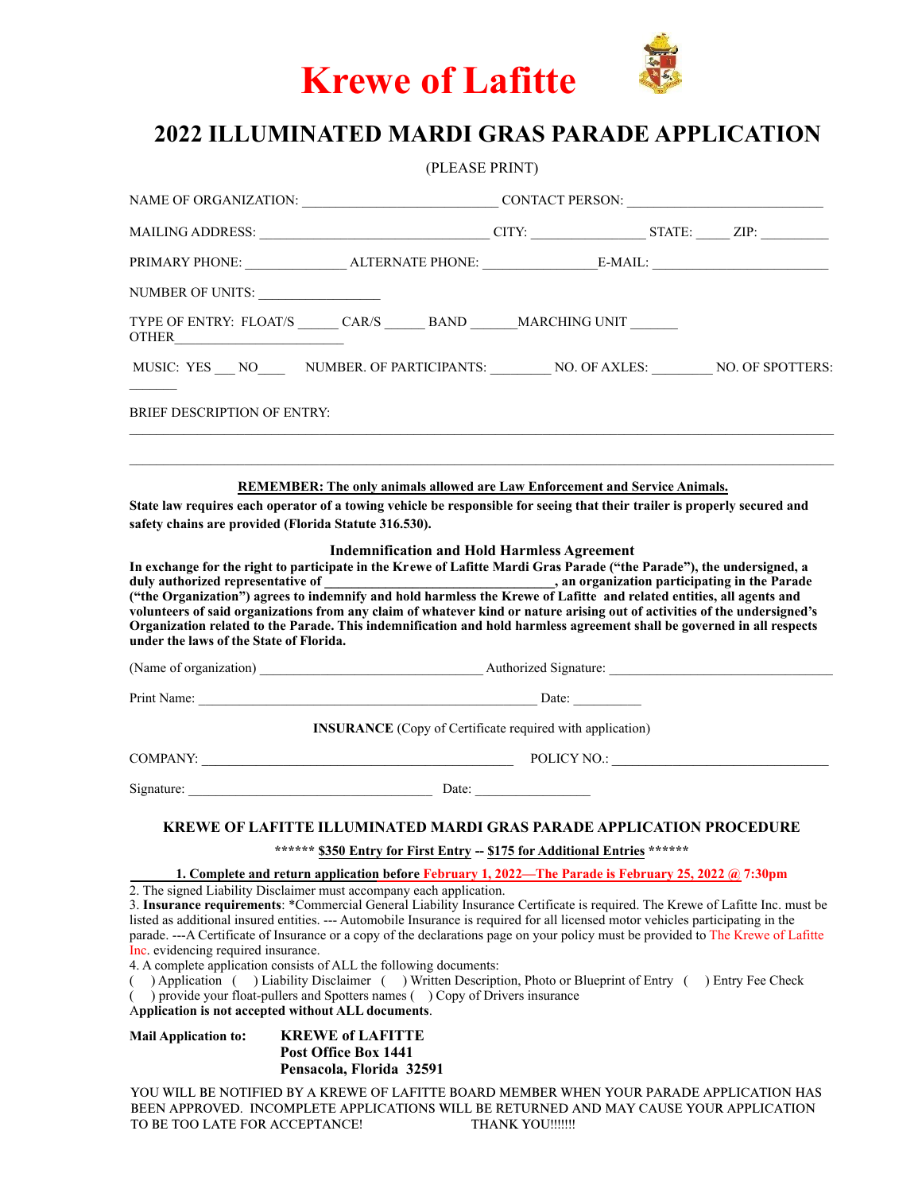# Krewe of Lafitte

## 2022 ILLUMINATED MARDI GRAS PARADE APPLICATION

(PLEASE PRINT)

NAME OF ORGANIZATION: ___________________________ CONTACT PERSON: ___________________________

MAILING ADDRESS: ________________________________ CITY: ________________ STATE: _____ ZIP: __________

PRIMARY PHONE: ______________ ALTERNATE PHONE: ________________ E-MAIL: _________________________

NUMBER OF UNITS: _________________

TYPE OF ENTRY: FLOAT/S ______ CAR/S ______ BAND ______ MARCHING UNIT _______ OTHER________________________

MUSIC: YES ___ NO____ NUMBER. OF PARTICIPANTS: ________ NO. OF AXLES: ________ NO. OF SPOTTERS: _______

BRIEF DESCRIPTION OF ENTRY:

______________________________________________________________________________________________

______________________________________________________________________________________________

**REMEMBER: The only animals allowed are Law Enforcement and Service Animals.**

**State law requires each operator of a towing vehicle be responsible for seeing that their trailer is properly secured and safety chains are provided (Florida Statute 316.530).**

### Indemnification and Hold Harmless Agreement

**In exchange for the right to participate in the Krewe of Lafitte Mardi Gras Parade ("the Parade"), the undersigned, a duly authorized representative of _________________________________, an organization participating in the Parade ("the Organization") agrees to indemnify and hold harmless the Krewe of Lafitte and related entities, all agents and volunteers of said organizations from any claim of whatever kind or nature arising out of activities of the undersigned's Organization related to the Parade. This indemnification and hold harmless agreement shall be governed in all respects under the laws of the State of Florida.**

(Name of organization) _______________________________ Authorized Signature: _______________________________

Print Name: __________________________________________________ Date: __________

**INSURANCE** (Copy of Certificate required with application)

COMPANY: ______________________________________________ POLICY NO.: _______________________________

Signature: ____________________________________ Date: ________________

### KREWE OF LAFITTE ILLUMINATED MARDI GRAS PARADE APPLICATION PROCEDURE

****** **$350 Entry for First Entry** -- **$175 for Additional Entries** ******

1. **Complete and return application before February 1, 2022—The Parade is February 25, 2022 @ 7:30pm**
2. The signed Liability Disclaimer must accompany each application.
3. **Insurance requirements**: *Commercial General Liability Insurance Certificate is required. The Krewe of Lafitte Inc. must be listed as additional insured entities. --- Automobile Insurance is required for all licensed motor vehicles participating in the parade. ---A Certificate of Insurance or a copy of the declarations page on your policy must be provided to The Krewe of Lafitte Inc. evidencing required insurance.
4. A complete application consists of ALL the following documents:

( ) Application ( ) Liability Disclaimer ( ) Written Description, Photo or Blueprint of Entry ( ) Entry Fee Check ( ) provide your float-pullers and Spotters names ( ) Copy of Drivers insurance

**Application is not accepted without ALL documents**.

**Mail Application to:**
**KREWE of LAFITTE**
**Post Office Box 1441**
**Pensacola, Florida 32591**

YOU WILL BE NOTIFIED BY A KREWE OF LAFITTE BOARD MEMBER WHEN YOUR PARADE APPLICATION HAS BEEN APPROVED. INCOMPLETE APPLICATIONS WILL BE RETURNED AND MAY CAUSE YOUR APPLICATION TO BE TOO LATE FOR ACCEPTANCE! THANK YOU!!!!!!!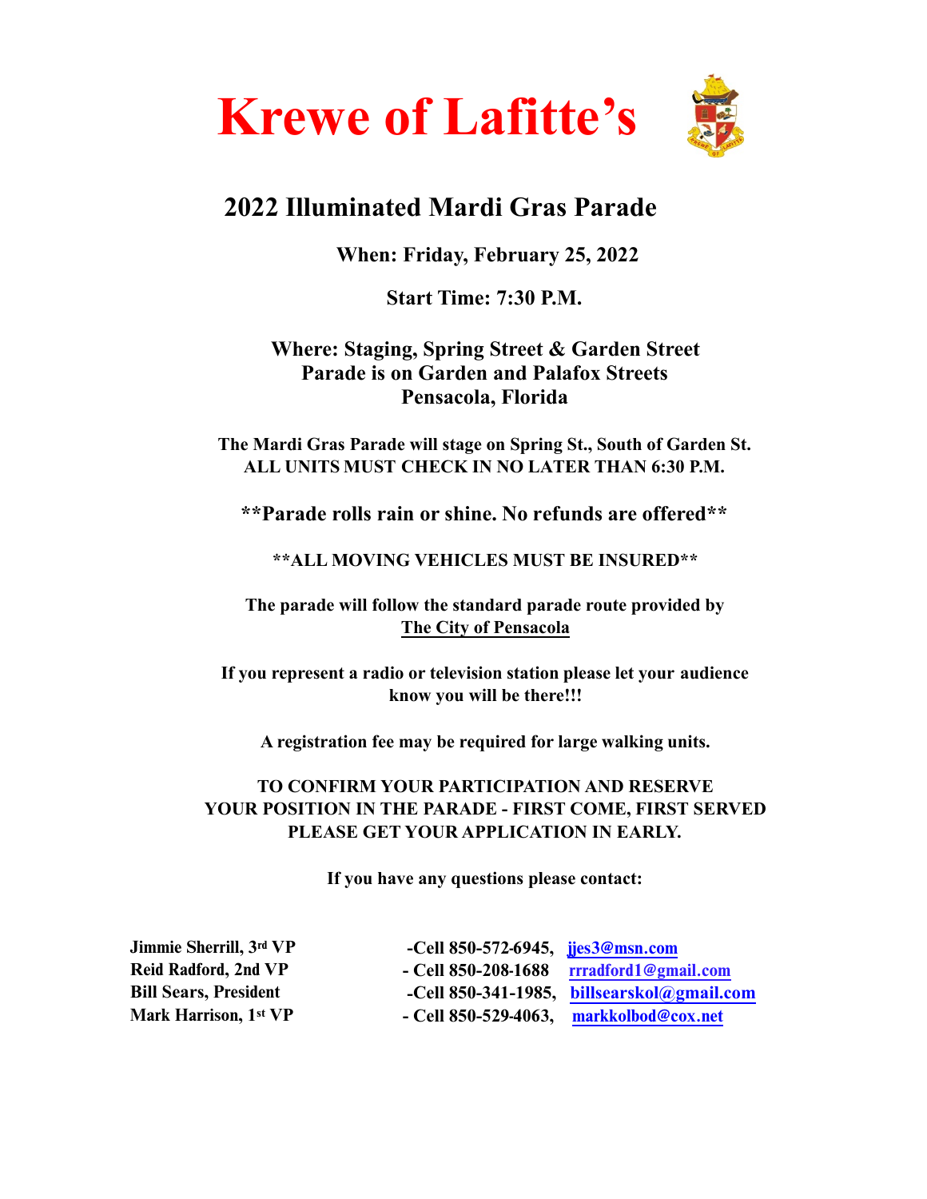# Krewe of Lafitte's

## 2022 Illuminated Mardi Gras Parade

**When: Friday, February 25, 2022**

**Start Time: 7:30 P.M.**

**Where: Staging, Spring Street & Garden Street**
**Parade is on Garden and Palafox Streets**
**Pensacola, Florida**

**The Mardi Gras Parade will stage on Spring St., South of Garden St.**
**ALL UNITS MUST CHECK IN NO LATER THAN 6:30 P.M.**

**\*\*Parade rolls rain or shine. No refunds are offered\*\***

**\*\*ALL MOVING VEHICLES MUST BE INSURED\*\***

**The parade will follow the standard parade route provided by The City of Pensacola**

**If you represent a radio or television station please let your audience know you will be there!!!**

**A registration fee may be required for large walking units.**

**TO CONFIRM YOUR PARTICIPATION AND RESERVE YOUR POSITION IN THE PARADE - FIRST COME, FIRST SERVED PLEASE GET YOUR APPLICATION IN EARLY.**

**If you have any questions please contact:**

| | | |
|---|---|---|
| **Jimmie Sherrill, 3rd VP** | **-Cell 850-572-6945,** | **jjes3@msn.com** |
| **Reid Radford, 2nd VP** | **- Cell 850-208-1688** | **rrradford1@gmail.com** |
| **Bill Sears, President** | **-Cell 850-341-1985,** | **billsearskol@gmail.com** |
| **Mark Harrison, 1st VP** | **- Cell 850-529-4063,** | **markkolbod@cox.net** |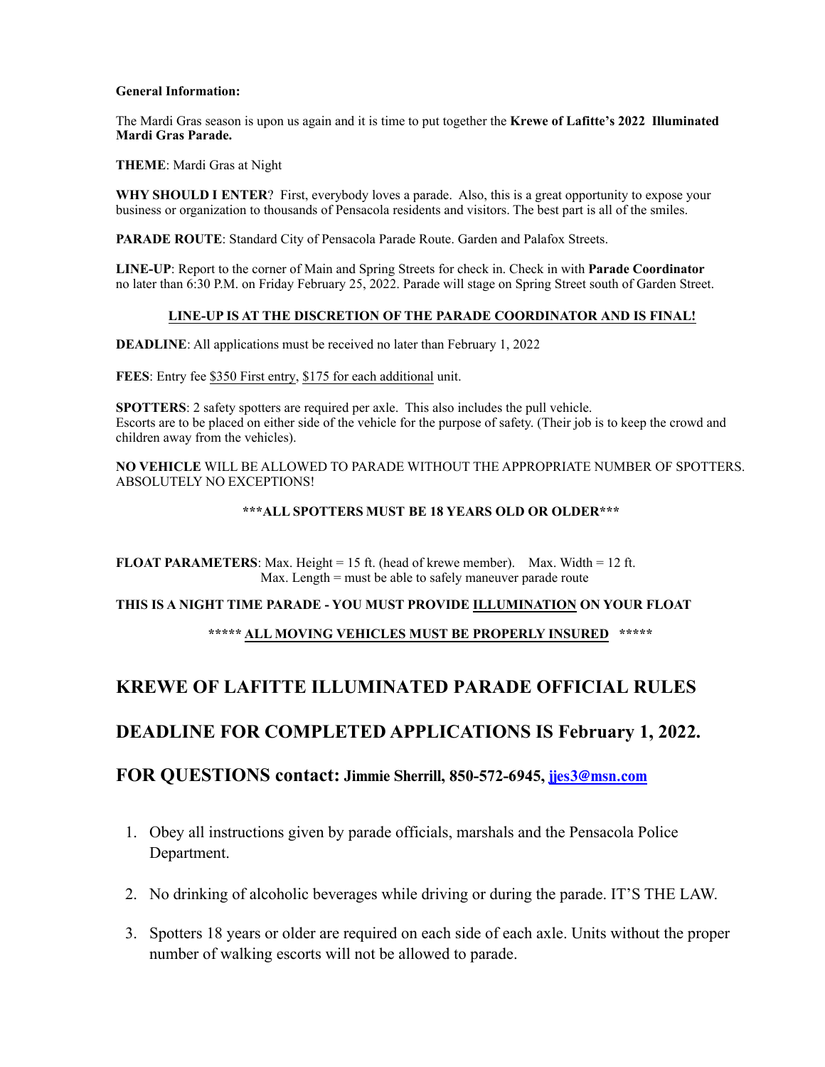**General Information:**

The Mardi Gras season is upon us again and it is time to put together the **Krewe of Lafitte's 2022 Illuminated Mardi Gras Parade.**

**THEME**: Mardi Gras at Night

**WHY SHOULD I ENTER**? First, everybody loves a parade. Also, this is a great opportunity to expose your business or organization to thousands of Pensacola residents and visitors. The best part is all of the smiles.

**PARADE ROUTE**: Standard City of Pensacola Parade Route. Garden and Palafox Streets.

**LINE-UP**: Report to the corner of Main and Spring Streets for check in. Check in with **Parade Coordinator** no later than 6:30 P.M. on Friday February 25, 2022. Parade will stage on Spring Street south of Garden Street.

**LINE-UP IS AT THE DISCRETION OF THE PARADE COORDINATOR AND IS FINAL!**

**DEADLINE**: All applications must be received no later than February 1, 2022

**FEES**: Entry fee $350 First entry, $175 for each additional unit.

**SPOTTERS**: 2 safety spotters are required per axle. This also includes the pull vehicle. Escorts are to be placed on either side of the vehicle for the purpose of safety. (Their job is to keep the crowd and children away from the vehicles).

**NO VEHICLE** WILL BE ALLOWED TO PARADE WITHOUT THE APPROPRIATE NUMBER OF SPOTTERS. ABSOLUTELY NO EXCEPTIONS!

**\*\*\*ALL SPOTTERS MUST BE 18 YEARS OLD OR OLDER\*\*\***

**FLOAT PARAMETERS**: Max. Height = 15 ft. (head of krewe member). Max. Width = 12 ft. Max. Length = must be able to safely maneuver parade route

**THIS IS A NIGHT TIME PARADE - YOU MUST PROVIDE ILLUMINATION ON YOUR FLOAT**

**\*\*\*\*\* ALL MOVING VEHICLES MUST BE PROPERLY INSURED \*\*\*\*\***

## KREWE OF LAFITTE ILLUMINATED PARADE OFFICIAL RULES

## DEADLINE FOR COMPLETED APPLICATIONS IS February 1, 2022.

## FOR QUESTIONS contact: Jimmie Sherrill, 850-572-6945, jjes3@msn.com

1. Obey all instructions given by parade officials, marshals and the Pensacola Police Department.
2. No drinking of alcoholic beverages while driving or during the parade. IT'S THE LAW.
3. Spotters 18 years or older are required on each side of each axle. Units without the proper number of walking escorts will not be allowed to parade.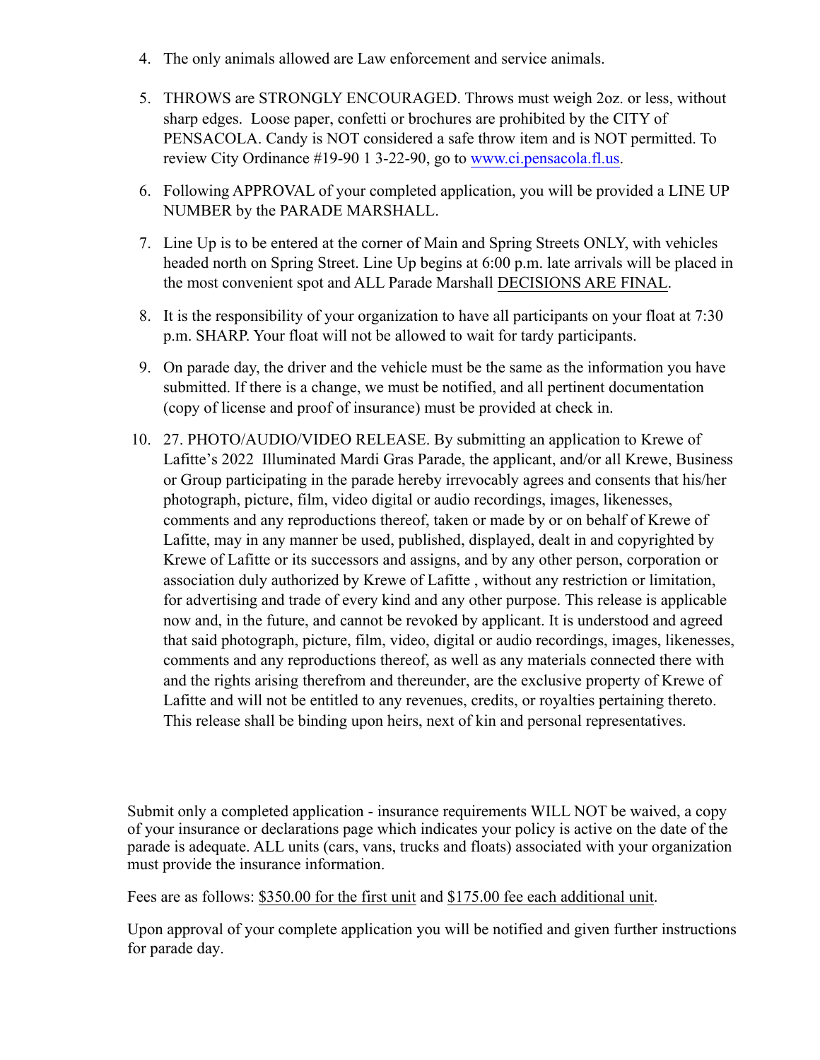4. The only animals allowed are Law enforcement and service animals.

5. THROWS are STRONGLY ENCOURAGED. Throws must weigh 2oz. or less, without sharp edges. Loose paper, confetti or brochures are prohibited by the CITY of PENSACOLA. Candy is NOT considered a safe throw item and is NOT permitted. To review City Ordinance #19-90 1 3-22-90, go to [www.ci.pensacola.fl.us](http://www.ci.pensacola.fl.us).

6. Following APPROVAL of your completed application, you will be provided a LINE UP NUMBER by the PARADE MARSHALL.

7. Line Up is to be entered at the corner of Main and Spring Streets ONLY, with vehicles headed north on Spring Street. Line Up begins at 6:00 p.m. late arrivals will be placed in the most convenient spot and ALL Parade Marshall DECISIONS ARE FINAL.

8. It is the responsibility of your organization to have all participants on your float at 7:30 p.m. SHARP. Your float will not be allowed to wait for tardy participants.

9. On parade day, the driver and the vehicle must be the same as the information you have submitted. If there is a change, we must be notified, and all pertinent documentation (copy of license and proof of insurance) must be provided at check in.

10. 27. PHOTO/AUDIO/VIDEO RELEASE. By submitting an application to Krewe of Lafitte's 2022 Illuminated Mardi Gras Parade, the applicant, and/or all Krewe, Business or Group participating in the parade hereby irrevocably agrees and consents that his/her photograph, picture, film, video digital or audio recordings, images, likenesses, comments and any reproductions thereof, taken or made by or on behalf of Krewe of Lafitte, may in any manner be used, published, displayed, dealt in and copyrighted by Krewe of Lafitte or its successors and assigns, and by any other person, corporation or association duly authorized by Krewe of Lafitte , without any restriction or limitation, for advertising and trade of every kind and any other purpose. This release is applicable now and, in the future, and cannot be revoked by applicant. It is understood and agreed that said photograph, picture, film, video, digital or audio recordings, images, likenesses, comments and any reproductions thereof, as well as any materials connected there with and the rights arising therefrom and thereunder, are the exclusive property of Krewe of Lafitte and will not be entitled to any revenues, credits, or royalties pertaining thereto. This release shall be binding upon heirs, next of kin and personal representatives.

Submit only a completed application - insurance requirements WILL NOT be waived, a copy of your insurance or declarations page which indicates your policy is active on the date of the parade is adequate. ALL units (cars, vans, trucks and floats) associated with your organization must provide the insurance information.

Fees are as follows: $350.00 for the first unit and $175.00 fee each additional unit.

Upon approval of your complete application you will be notified and given further instructions for parade day.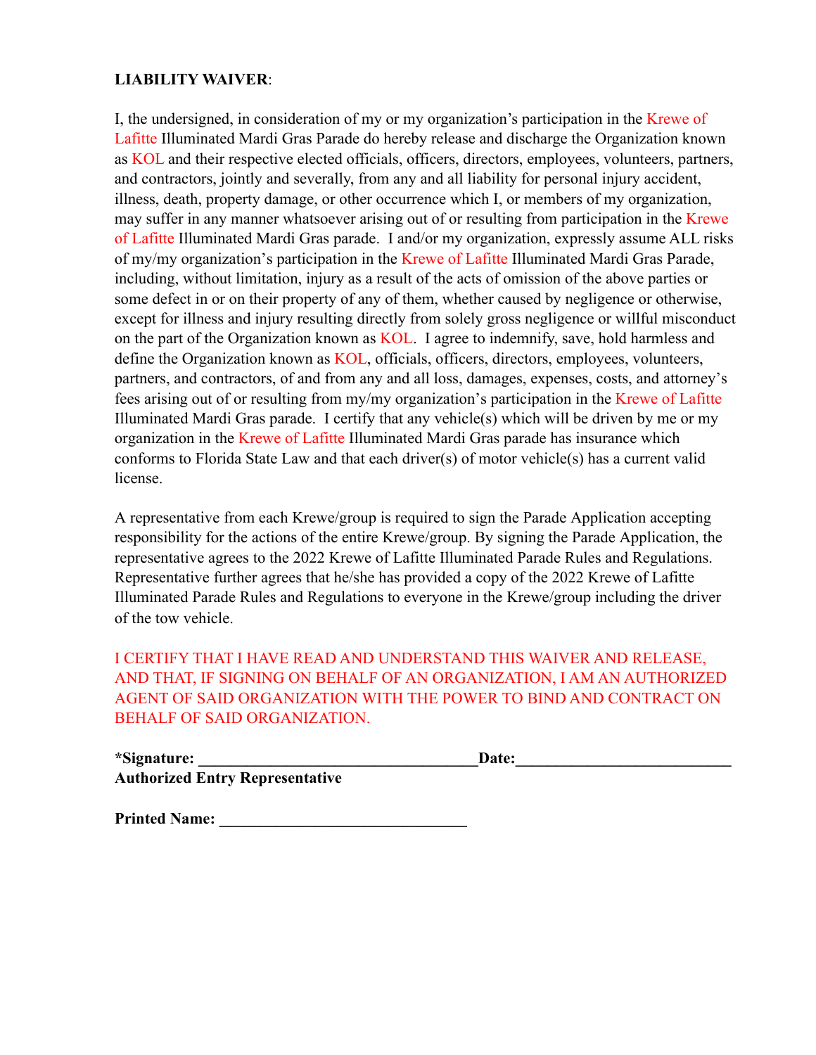**LIABILITY WAIVER**:

I, the undersigned, in consideration of my or my organization's participation in the Krewe of Lafitte Illuminated Mardi Gras Parade do hereby release and discharge the Organization known as KOL and their respective elected officials, officers, directors, employees, volunteers, partners, and contractors, jointly and severally, from any and all liability for personal injury accident, illness, death, property damage, or other occurrence which I, or members of my organization, may suffer in any manner whatsoever arising out of or resulting from participation in the Krewe of Lafitte Illuminated Mardi Gras parade. I and/or my organization, expressly assume ALL risks of my/my organization's participation in the Krewe of Lafitte Illuminated Mardi Gras Parade, including, without limitation, injury as a result of the acts of omission of the above parties or some defect in or on their property of any of them, whether caused by negligence or otherwise, except for illness and injury resulting directly from solely gross negligence or willful misconduct on the part of the Organization known as KOL. I agree to indemnify, save, hold harmless and define the Organization known as KOL, officials, officers, directors, employees, volunteers, partners, and contractors, of and from any and all loss, damages, expenses, costs, and attorney's fees arising out of or resulting from my/my organization's participation in the Krewe of Lafitte Illuminated Mardi Gras parade. I certify that any vehicle(s) which will be driven by me or my organization in the Krewe of Lafitte Illuminated Mardi Gras parade has insurance which conforms to Florida State Law and that each driver(s) of motor vehicle(s) has a current valid license.

A representative from each Krewe/group is required to sign the Parade Application accepting responsibility for the actions of the entire Krewe/group. By signing the Parade Application, the representative agrees to the 2022 Krewe of Lafitte Illuminated Parade Rules and Regulations. Representative further agrees that he/she has provided a copy of the 2022 Krewe of Lafitte Illuminated Parade Rules and Regulations to everyone in the Krewe/group including the driver of the tow vehicle.

I CERTIFY THAT I HAVE READ AND UNDERSTAND THIS WAIVER AND RELEASE, AND THAT, IF SIGNING ON BEHALF OF AN ORGANIZATION, I AM AN AUTHORIZED AGENT OF SAID ORGANIZATION WITH THE POWER TO BIND AND CONTRACT ON BEHALF OF SAID ORGANIZATION.

**\*Signature: ___________________________________Date:__________________________**
**Authorized Entry Representative**

**Printed Name: _______________________________**